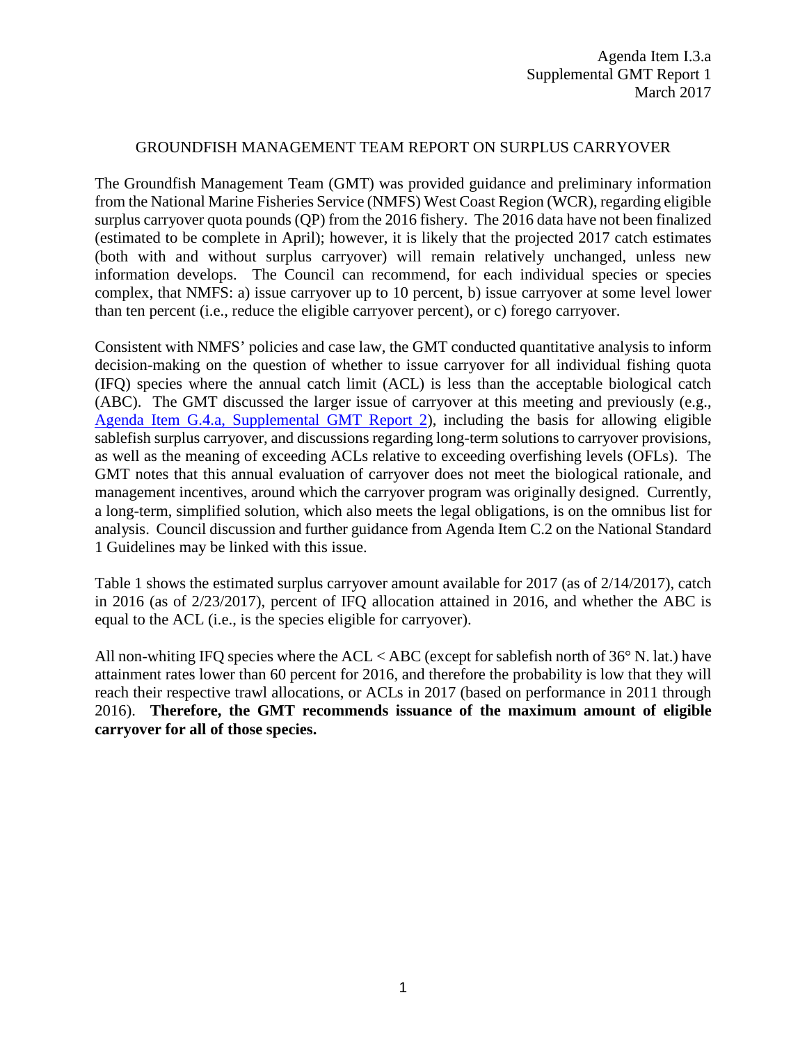Agenda Item I.3.a
Supplemental GMT Report 1
March 2017

# GROUNDFISH MANAGEMENT TEAM REPORT ON SURPLUS CARRYOVER

The Groundfish Management Team (GMT) was provided guidance and preliminary information from the National Marine Fisheries Service (NMFS) West Coast Region (WCR), regarding eligible surplus carryover quota pounds (QP) from the 2016 fishery. The 2016 data have not been finalized (estimated to be complete in April); however, it is likely that the projected 2017 catch estimates (both with and without surplus carryover) will remain relatively unchanged, unless new information develops. The Council can recommend, for each individual species or species complex, that NMFS: a) issue carryover up to 10 percent, b) issue carryover at some level lower than ten percent (i.e., reduce the eligible carryover percent), or c) forego carryover.

Consistent with NMFS' policies and case law, the GMT conducted quantitative analysis to inform decision-making on the question of whether to issue carryover for all individual fishing quota (IFQ) species where the annual catch limit (ACL) is less than the acceptable biological catch (ABC). The GMT discussed the larger issue of carryover at this meeting and previously (e.g., Agenda Item G.4.a, Supplemental GMT Report 2), including the basis for allowing eligible sablefish surplus carryover, and discussions regarding long-term solutions to carryover provisions, as well as the meaning of exceeding ACLs relative to exceeding overfishing levels (OFLs). The GMT notes that this annual evaluation of carryover does not meet the biological rationale, and management incentives, around which the carryover program was originally designed. Currently, a long-term, simplified solution, which also meets the legal obligations, is on the omnibus list for analysis. Council discussion and further guidance from Agenda Item C.2 on the National Standard 1 Guidelines may be linked with this issue.

Table 1 shows the estimated surplus carryover amount available for 2017 (as of 2/14/2017), catch in 2016 (as of 2/23/2017), percent of IFQ allocation attained in 2016, and whether the ABC is equal to the ACL (i.e., is the species eligible for carryover).

All non-whiting IFQ species where the ACL < ABC (except for sablefish north of 36° N. lat.) have attainment rates lower than 60 percent for 2016, and therefore the probability is low that they will reach their respective trawl allocations, or ACLs in 2017 (based on performance in 2011 through 2016). **Therefore, the GMT recommends issuance of the maximum amount of eligible carryover for all of those species.**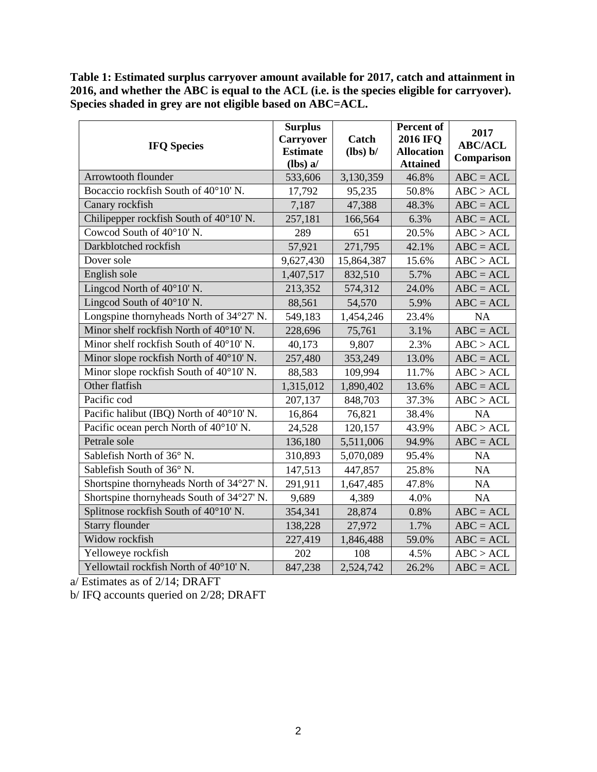**Table 1: Estimated surplus carryover amount available for 2017, catch and attainment in 2016, and whether the ABC is equal to the ACL (i.e. is the species eligible for carryover). Species shaded in grey are not eligible based on ABC=ACL.**

| IFQ Species | Surplus Carryover Estimate (lbs) a/ | Catch (lbs) b/ | Percent of 2016 IFQ Allocation Attained | 2017 ABC/ACL Comparison |
|---|---|---|---|---|
| Arrowtooth flounder | 533,606 | 3,130,359 | 46.8% | ABC = ACL |
| Bocaccio rockfish South of 40°10' N. | 17,792 | 95,235 | 50.8% | ABC > ACL |
| Canary rockfish | 7,187 | 47,388 | 48.3% | ABC = ACL |
| Chilipepper rockfish South of 40°10' N. | 257,181 | 166,564 | 6.3% | ABC = ACL |
| Cowcod South of 40°10' N. | 289 | 651 | 20.5% | ABC > ACL |
| Darkblotched rockfish | 57,921 | 271,795 | 42.1% | ABC = ACL |
| Dover sole | 9,627,430 | 15,864,387 | 15.6% | ABC > ACL |
| English sole | 1,407,517 | 832,510 | 5.7% | ABC = ACL |
| Lingcod North of 40°10' N. | 213,352 | 574,312 | 24.0% | ABC = ACL |
| Lingcod South of 40°10' N. | 88,561 | 54,570 | 5.9% | ABC = ACL |
| Longspine thornyheads North of 34°27' N. | 549,183 | 1,454,246 | 23.4% | NA |
| Minor shelf rockfish North of 40°10' N. | 228,696 | 75,761 | 3.1% | ABC = ACL |
| Minor shelf rockfish South of 40°10' N. | 40,173 | 9,807 | 2.3% | ABC > ACL |
| Minor slope rockfish North of 40°10' N. | 257,480 | 353,249 | 13.0% | ABC = ACL |
| Minor slope rockfish South of 40°10' N. | 88,583 | 109,994 | 11.7% | ABC > ACL |
| Other flatfish | 1,315,012 | 1,890,402 | 13.6% | ABC = ACL |
| Pacific cod | 207,137 | 848,703 | 37.3% | ABC > ACL |
| Pacific halibut (IBQ) North of 40°10' N. | 16,864 | 76,821 | 38.4% | NA |
| Pacific ocean perch North of 40°10' N. | 24,528 | 120,157 | 43.9% | ABC > ACL |
| Petrale sole | 136,180 | 5,511,006 | 94.9% | ABC = ACL |
| Sablefish North of 36° N. | 310,893 | 5,070,089 | 95.4% | NA |
| Sablefish South of 36° N. | 147,513 | 447,857 | 25.8% | NA |
| Shortspine thornyheads North of 34°27' N. | 291,911 | 1,647,485 | 47.8% | NA |
| Shortspine thornyheads South of 34°27' N. | 9,689 | 4,389 | 4.0% | NA |
| Splitnose rockfish South of 40°10' N. | 354,341 | 28,874 | 0.8% | ABC = ACL |
| Starry flounder | 138,228 | 27,972 | 1.7% | ABC = ACL |
| Widow rockfish | 227,419 | 1,846,488 | 59.0% | ABC = ACL |
| Yelloweye rockfish | 202 | 108 | 4.5% | ABC > ACL |
| Yellowtail rockfish North of 40°10' N. | 847,238 | 2,524,742 | 26.2% | ABC = ACL |

a/ Estimates as of 2/14; DRAFT

b/ IFQ accounts queried on 2/28; DRAFT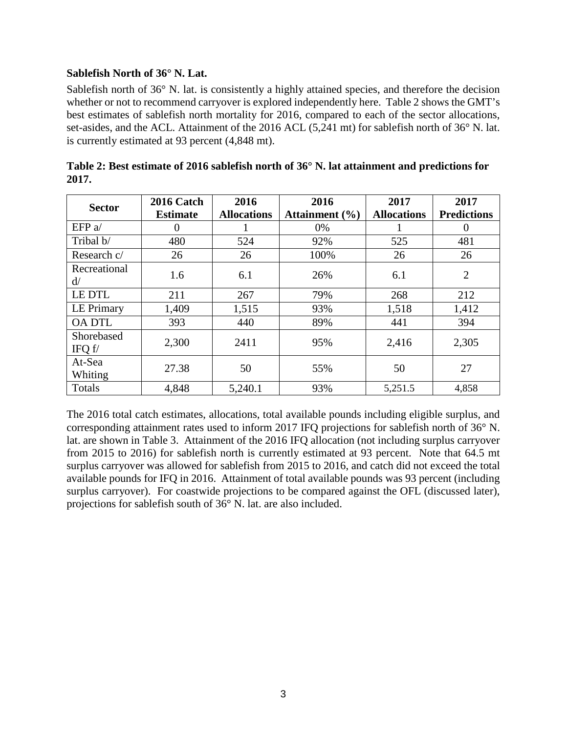**Sablefish North of 36° N. Lat.**

Sablefish north of 36° N. lat. is consistently a highly attained species, and therefore the decision whether or not to recommend carryover is explored independently here. Table 2 shows the GMT's best estimates of sablefish north mortality for 2016, compared to each of the sector allocations, set-asides, and the ACL. Attainment of the 2016 ACL (5,241 mt) for sablefish north of 36° N. lat. is currently estimated at 93 percent (4,848 mt).

**Table 2: Best estimate of 2016 sablefish north of 36° N. lat attainment and predictions for 2017.**

| Sector | 2016 Catch Estimate | 2016 Allocations | 2016 Attainment (%) | 2017 Allocations | 2017 Predictions |
|---|---|---|---|---|---|
| EFP a/ | 0 | 1 | 0% | 1 | 0 |
| Tribal b/ | 480 | 524 | 92% | 525 | 481 |
| Research c/ | 26 | 26 | 100% | 26 | 26 |
| Recreational d/ | 1.6 | 6.1 | 26% | 6.1 | 2 |
| LE DTL | 211 | 267 | 79% | 268 | 212 |
| LE Primary | 1,409 | 1,515 | 93% | 1,518 | 1,412 |
| OA DTL | 393 | 440 | 89% | 441 | 394 |
| Shorebased IFQ f/ | 2,300 | 2411 | 95% | 2,416 | 2,305 |
| At-Sea Whiting | 27.38 | 50 | 55% | 50 | 27 |
| Totals | 4,848 | 5,240.1 | 93% | 5,251.5 | 4,858 |

The 2016 total catch estimates, allocations, total available pounds including eligible surplus, and corresponding attainment rates used to inform 2017 IFQ projections for sablefish north of 36° N. lat. are shown in Table 3. Attainment of the 2016 IFQ allocation (not including surplus carryover from 2015 to 2016) for sablefish north is currently estimated at 93 percent. Note that 64.5 mt surplus carryover was allowed for sablefish from 2015 to 2016, and catch did not exceed the total available pounds for IFQ in 2016. Attainment of total available pounds was 93 percent (including surplus carryover). For coastwide projections to be compared against the OFL (discussed later), projections for sablefish south of 36° N. lat. are also included.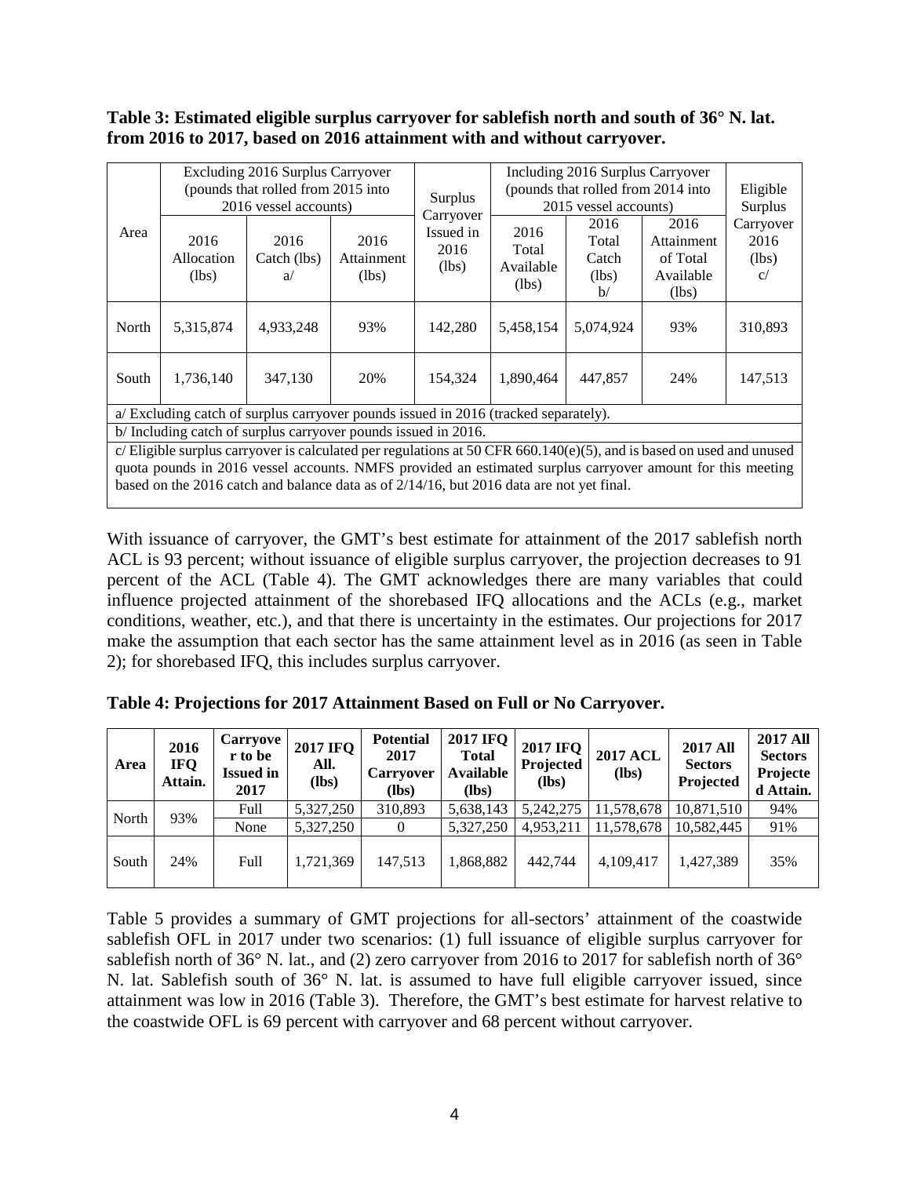**Table 3: Estimated eligible surplus carryover for sablefish north and south of 36° N. lat. from 2016 to 2017, based on 2016 attainment with and without carryover.**

| Area | Excluding 2016 Surplus Carryover (pounds that rolled from 2015 into 2016 vessel accounts) | | | Surplus Carryover Issued in 2016 (lbs) | Including 2016 Surplus Carryover (pounds that rolled from 2014 into 2015 vessel accounts) | | | Eligible Surplus Carryover 2016 (lbs) c/ |
|---|---|---|---|---|---|---|---|---|
| | 2016 Allocation (lbs) | 2016 Catch (lbs) a/ | 2016 Attainment (lbs) | | 2016 Total Available (lbs) | 2016 Total Catch (lbs) b/ | 2016 Attainment of Total Available (lbs) | |
| North | 5,315,874 | 4,933,248 | 93% | 142,280 | 5,458,154 | 5,074,924 | 93% | 310,893 |
| South | 1,736,140 | 347,130 | 20% | 154,324 | 1,890,464 | 447,857 | 24% | 147,513 |

a/ Excluding catch of surplus carryover pounds issued in 2016 (tracked separately).

b/ Including catch of surplus carryover pounds issued in 2016.

c/ Eligible surplus carryover is calculated per regulations at 50 CFR 660.140(e)(5), and is based on used and unused quota pounds in 2016 vessel accounts. NMFS provided an estimated surplus carryover amount for this meeting based on the 2016 catch and balance data as of 2/14/16, but 2016 data are not yet final.

With issuance of carryover, the GMT's best estimate for attainment of the 2017 sablefish north ACL is 93 percent; without issuance of eligible surplus carryover, the projection decreases to 91 percent of the ACL (Table 4). The GMT acknowledges there are many variables that could influence projected attainment of the shorebased IFQ allocations and the ACLs (e.g., market conditions, weather, etc.), and that there is uncertainty in the estimates. Our projections for 2017 make the assumption that each sector has the same attainment level as in 2016 (as seen in Table 2); for shorebased IFQ, this includes surplus carryover.

**Table 4: Projections for 2017 Attainment Based on Full or No Carryover.**

| Area | 2016 IFQ Attain. | Carryover to be Issued in 2017 | 2017 IFQ All. (lbs) | Potential 2017 Carryover (lbs) | 2017 IFQ Total Available (lbs) | 2017 IFQ Projected (lbs) | 2017 ACL (lbs) | 2017 All Sectors Projected | 2017 All Sectors Projected Attain. |
|---|---|---|---|---|---|---|---|---|---|
| North | 93% | Full | 5,327,250 | 310,893 | 5,638,143 | 5,242,275 | 11,578,678 | 10,871,510 | 94% |
| | | None | 5,327,250 | 0 | 5,327,250 | 4,953,211 | 11,578,678 | 10,582,445 | 91% |
| South | 24% | Full | 1,721,369 | 147,513 | 1,868,882 | 442,744 | 4,109,417 | 1,427,389 | 35% |

Table 5 provides a summary of GMT projections for all-sectors' attainment of the coastwide sablefish OFL in 2017 under two scenarios: (1) full issuance of eligible surplus carryover for sablefish north of 36° N. lat., and (2) zero carryover from 2016 to 2017 for sablefish north of 36° N. lat. Sablefish south of 36° N. lat. is assumed to have full eligible carryover issued, since attainment was low in 2016 (Table 3). Therefore, the GMT's best estimate for harvest relative to the coastwide OFL is 69 percent with carryover and 68 percent without carryover.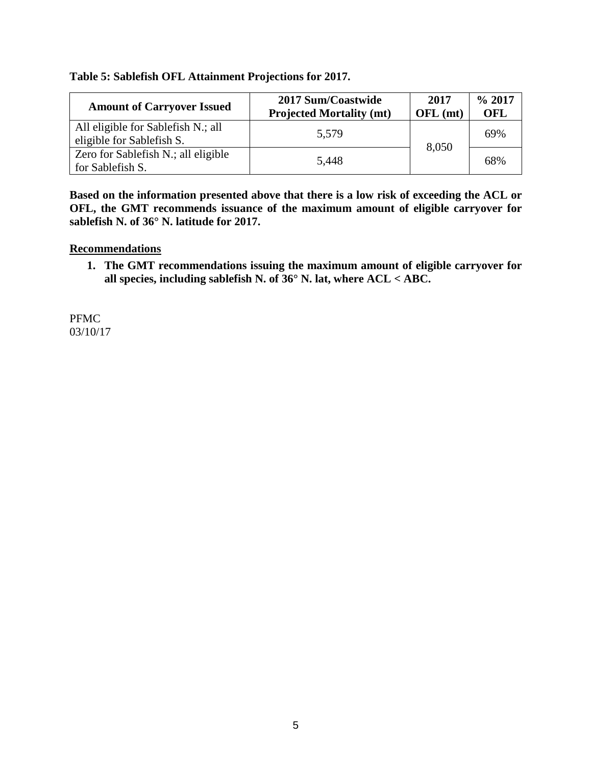**Table 5: Sablefish OFL Attainment Projections for 2017.**

| Amount of Carryover Issued | 2017 Sum/Coastwide Projected Mortality (mt) | 2017 OFL (mt) | % 2017 OFL |
|---|---|---|---|
| All eligible for Sablefish N.; all eligible for Sablefish S. | 5,579 | 8,050 | 69% |
| Zero for Sablefish N.; all eligible for Sablefish S. | 5,448 | | 68% |

**Based on the information presented above that there is a low risk of exceeding the ACL or OFL, the GMT recommends issuance of the maximum amount of eligible carryover for sablefish N. of 36° N. latitude for 2017.**

## Recommendations

1. **The GMT recommendations issuing the maximum amount of eligible carryover for all species, including sablefish N. of 36° N. lat, where ACL < ABC.**

PFMC
03/10/17